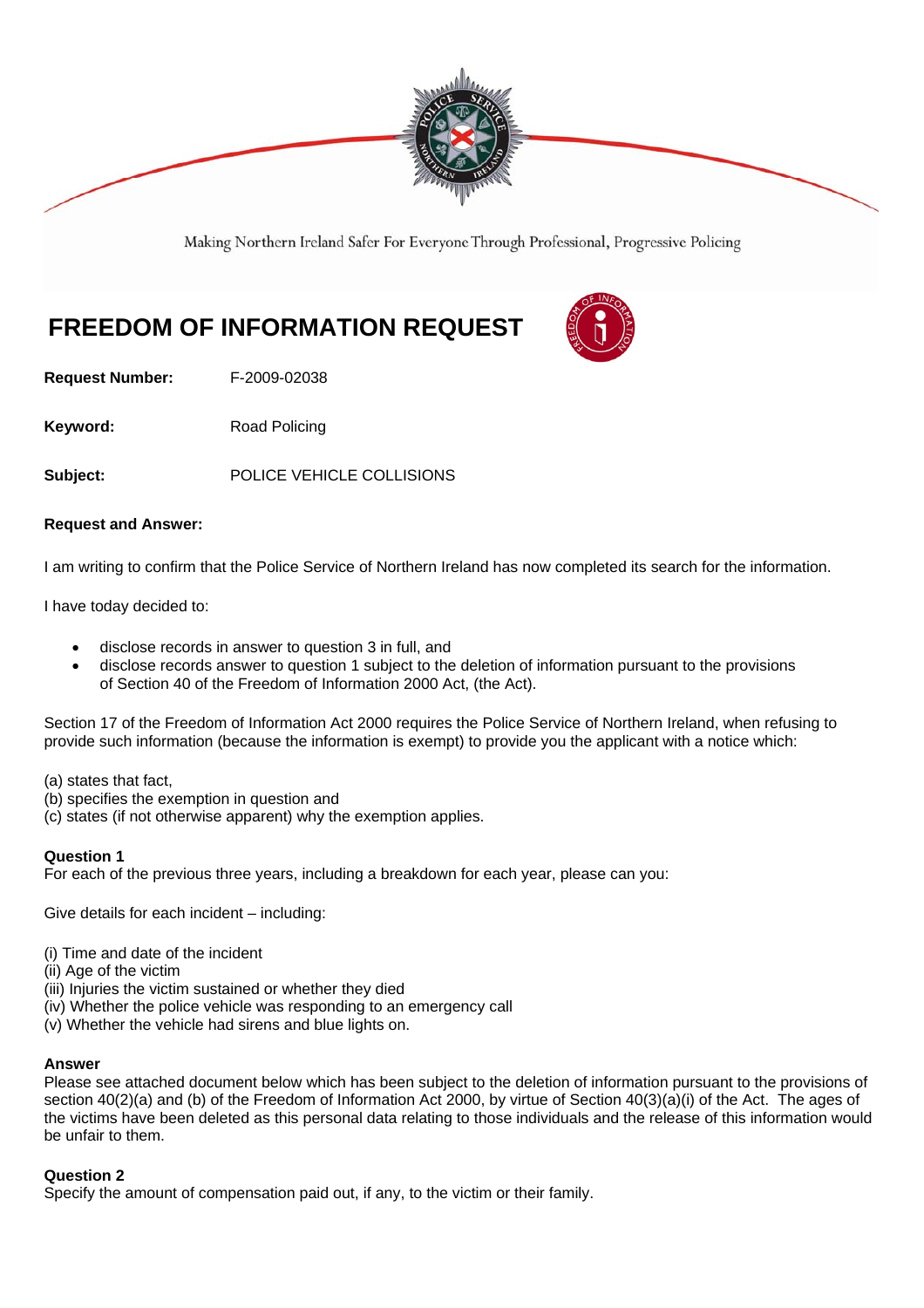Making Northern Ireland Safer For Everyone Through Professional, Progressive Policing

# FREEDOM OF INFORMATION REQUEST

**Request Number:** F-2009-02038

**Keyword:** Road Policing

**Subject:** POLICE VEHICLE COLLISIONS

**Request and Answer:**

I am writing to confirm that the Police Service of Northern Ireland has now completed its search for the information.

I have today decided to:

- disclose records in answer to question 3 in full, and
- disclose records answer to question 1 subject to the deletion of information pursuant to the provisions of Section 40 of the Freedom of Information 2000 Act, (the Act).

Section 17 of the Freedom of Information Act 2000 requires the Police Service of Northern Ireland, when refusing to provide such information (because the information is exempt) to provide you the applicant with a notice which:

(a) states that fact,
(b) specifies the exemption in question and
(c) states (if not otherwise apparent) why the exemption applies.

**Question 1**
For each of the previous three years, including a breakdown for each year, please can you:

Give details for each incident – including:

(i) Time and date of the incident
(ii) Age of the victim
(iii) Injuries the victim sustained or whether they died
(iv) Whether the police vehicle was responding to an emergency call
(v) Whether the vehicle had sirens and blue lights on.

**Answer**
Please see attached document below which has been subject to the deletion of information pursuant to the provisions of section 40(2)(a) and (b) of the Freedom of Information Act 2000, by virtue of Section 40(3)(a)(i) of the Act. The ages of the victims have been deleted as this personal data relating to those individuals and the release of this information would be unfair to them.

**Question 2**
Specify the amount of compensation paid out, if any, to the victim or their family.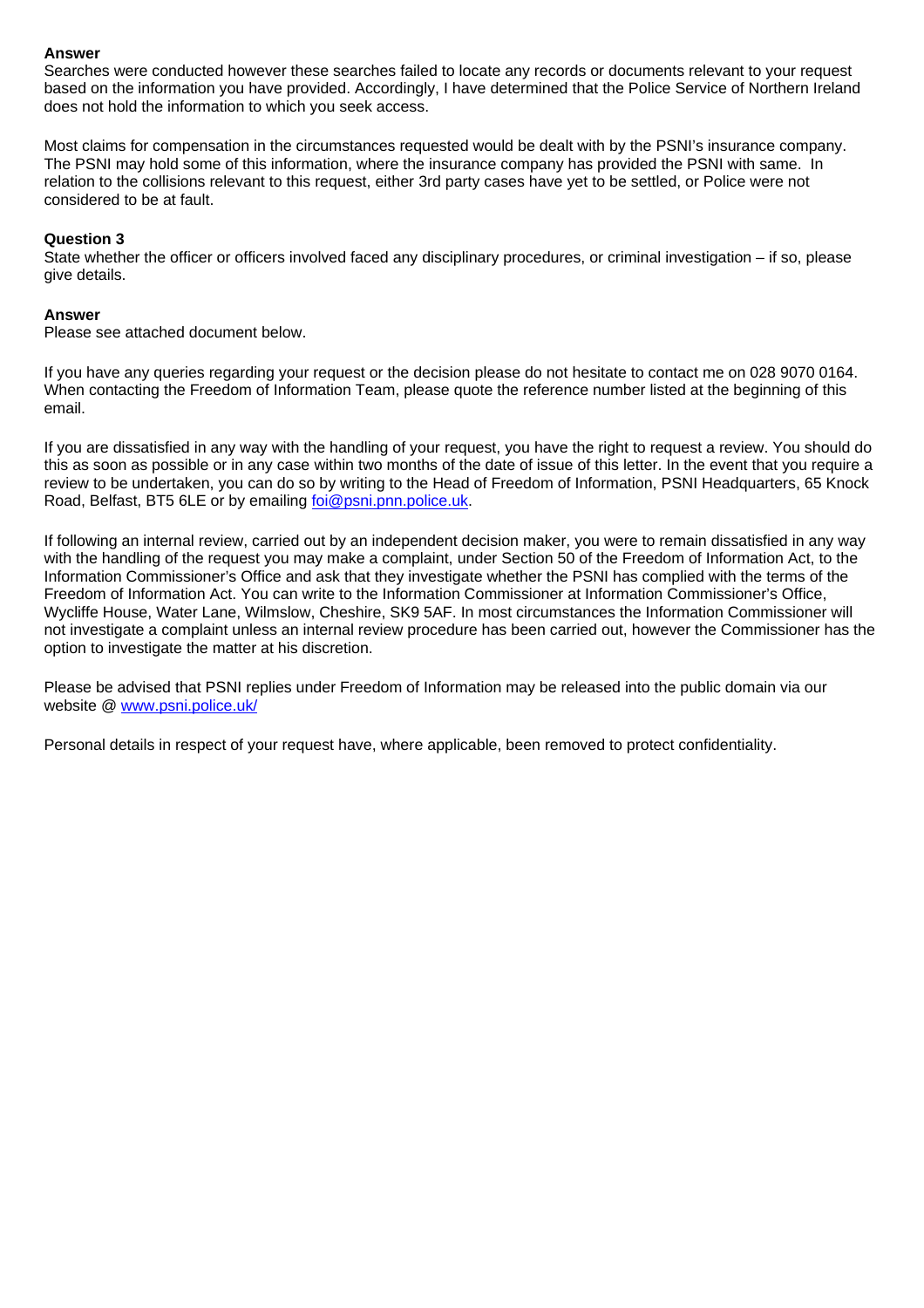**Answer**
Searches were conducted however these searches failed to locate any records or documents relevant to your request based on the information you have provided. Accordingly, I have determined that the Police Service of Northern Ireland does not hold the information to which you seek access.

Most claims for compensation in the circumstances requested would be dealt with by the PSNI's insurance company. The PSNI may hold some of this information, where the insurance company has provided the PSNI with same. In relation to the collisions relevant to this request, either 3rd party cases have yet to be settled, or Police were not considered to be at fault.

**Question 3**
State whether the officer or officers involved faced any disciplinary procedures, or criminal investigation – if so, please give details.

**Answer**
Please see attached document below.

If you have any queries regarding your request or the decision please do not hesitate to contact me on 028 9070 0164. When contacting the Freedom of Information Team, please quote the reference number listed at the beginning of this email.

If you are dissatisfied in any way with the handling of your request, you have the right to request a review. You should do this as soon as possible or in any case within two months of the date of issue of this letter. In the event that you require a review to be undertaken, you can do so by writing to the Head of Freedom of Information, PSNI Headquarters, 65 Knock Road, Belfast, BT5 6LE or by emailing [foi@psni.pnn.police.uk](mailto:foi@psni.pnn.police.uk).

If following an internal review, carried out by an independent decision maker, you were to remain dissatisfied in any way with the handling of the request you may make a complaint, under Section 50 of the Freedom of Information Act, to the Information Commissioner's Office and ask that they investigate whether the PSNI has complied with the terms of the Freedom of Information Act. You can write to the Information Commissioner at Information Commissioner's Office, Wycliffe House, Water Lane, Wilmslow, Cheshire, SK9 5AF. In most circumstances the Information Commissioner will not investigate a complaint unless an internal review procedure has been carried out, however the Commissioner has the option to investigate the matter at his discretion.

Please be advised that PSNI replies under Freedom of Information may be released into the public domain via our website @ [www.psni.police.uk/](http://www.psni.police.uk/)

Personal details in respect of your request have, where applicable, been removed to protect confidentiality.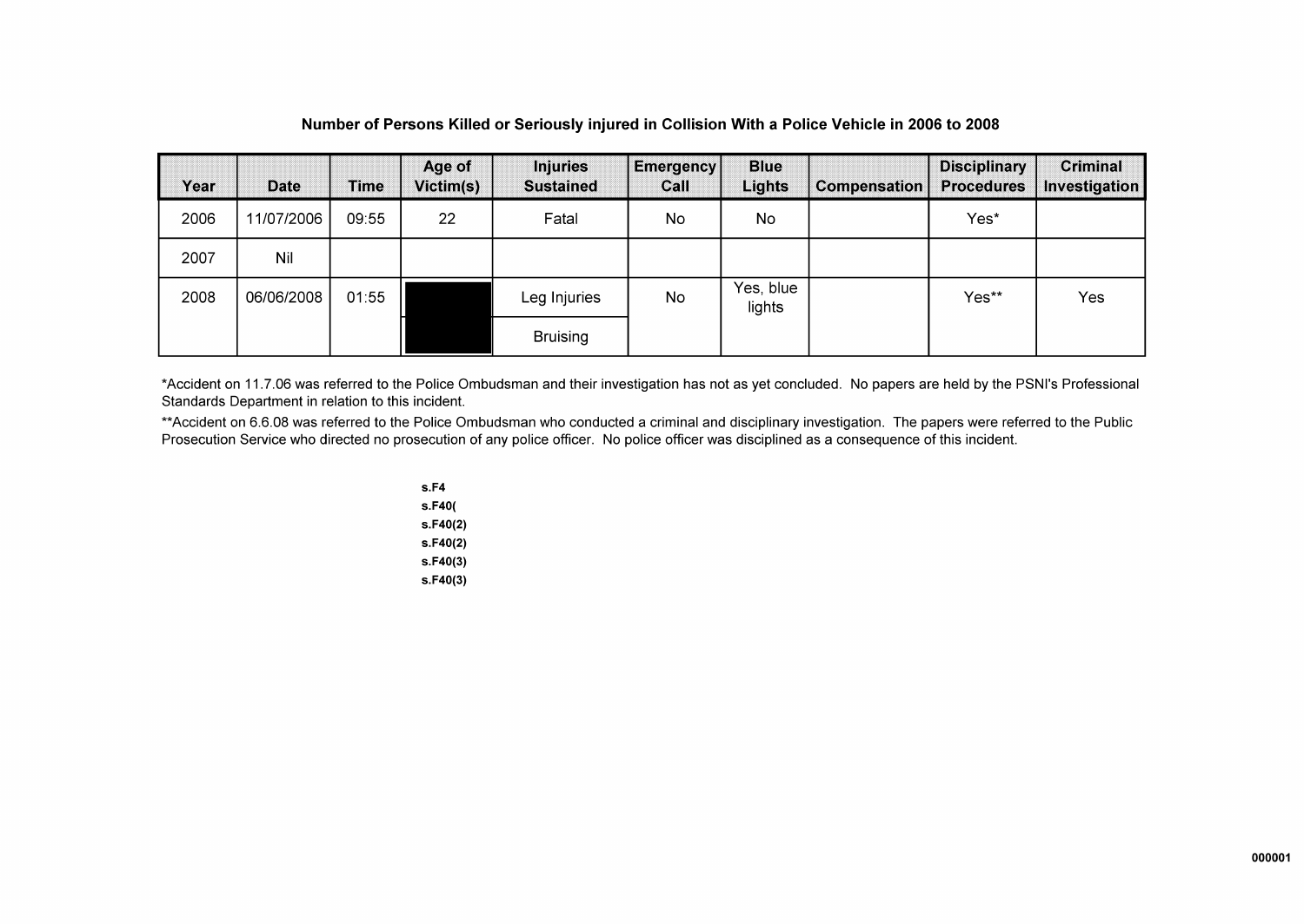**Number of Persons Killed or Seriously injured in Collision With a Police Vehicle in 2006 to 2008**

| Year | Date | Time | Age of Victim(s) | Injuries Sustained | Emergency Call | Blue Lights | Compensation | Disciplinary Procedures | Criminal Investigation |
|---|---|---|---|---|---|---|---|---|---|
| 2006 | 11/07/2006 | 09:55 | 22 | Fatal | No | No | | Yes* | |
| 2007 | Nil | | | | | | | | |
| 2008 | 06/06/2008 | 01:55 | | Leg Injuries | No | Yes, blue lights | | Yes** | Yes |
| | | | | Bruising | | | | | |

*Accident on 11.7.06 was referred to the Police Ombudsman and their investigation has not as yet concluded. No papers are held by the PSNI's Professional Standards Department in relation to this incident.

**Accident on 6.6.08 was referred to the Police Ombudsman who conducted a criminal and disciplinary investigation. The papers were referred to the Public Prosecution Service who directed no prosecution of any police officer. No police officer was disciplined as a consequence of this incident.

s.F4
s.F40(
s.F40(2)
s.F40(2)
s.F40(3)
s.F40(3)

000001